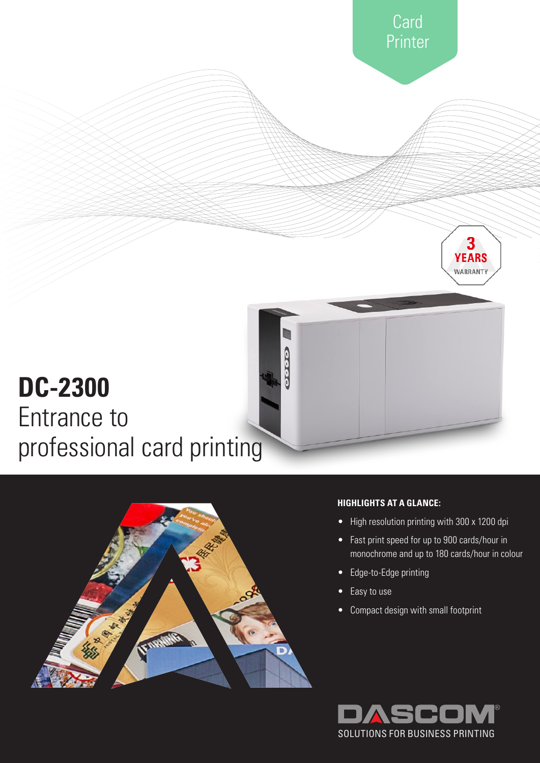Card Printer

3 YEARS WARRANTY

# DC-2300

## Entrance to professional card printing

### HIGHLIGHTS AT A GLANCE:

- High resolution printing with 300 x 1200 dpi
- Fast print speed for up to 900 cards/hour in monochrome and up to 180 cards/hour in colour
- Edge-to-Edge printing
- Easy to use
- Compact design with small footprint

DASCOM®
SOLUTIONS FOR BUSINESS PRINTING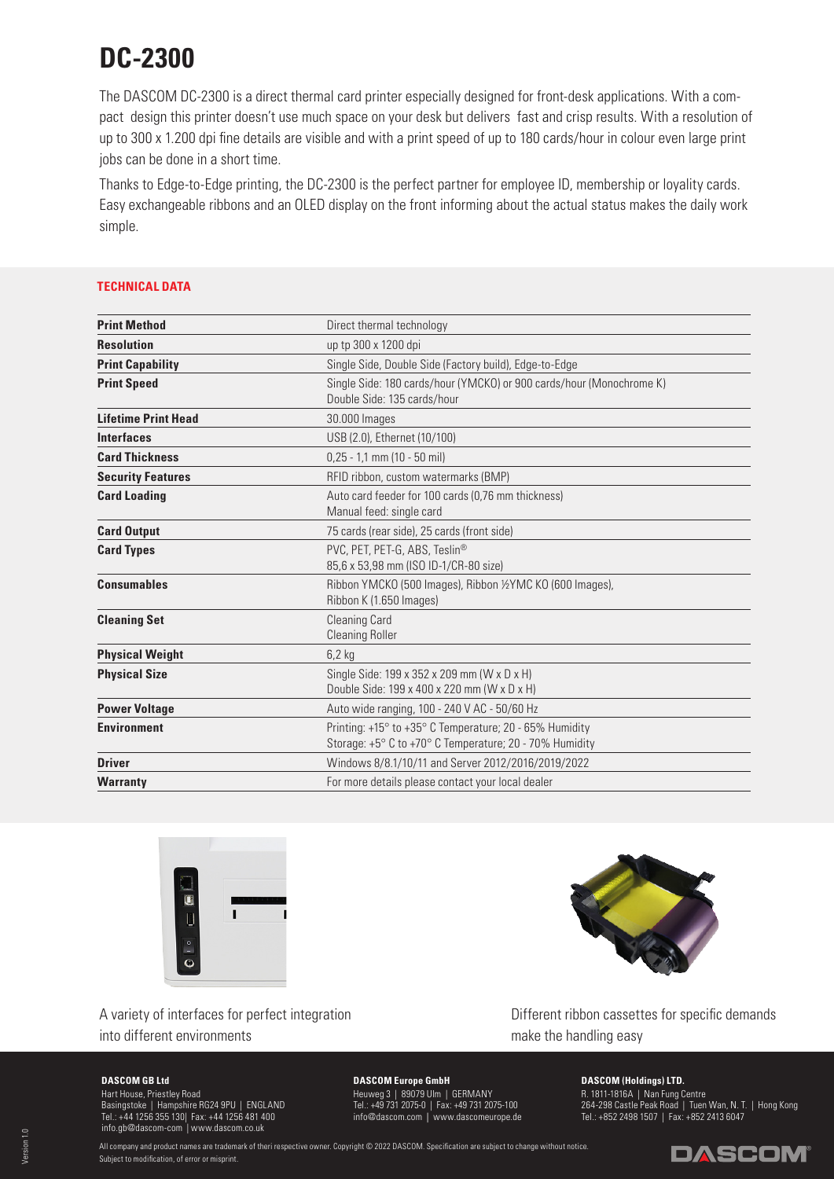# DC-2300

The DASCOM DC-2300 is a direct thermal card printer especially designed for front-desk applications. With a compact design this printer doesn't use much space on your desk but delivers fast and crisp results. With a resolution of up to 300 x 1.200 dpi fine details are visible and with a print speed of up to 180 cards/hour in colour even large print jobs can be done in a short time.

Thanks to Edge-to-Edge printing, the DC-2300 is the perfect partner for employee ID, membership or loyality cards. Easy exchangeable ribbons and an OLED display on the front informing about the actual status makes the daily work simple.

## TECHNICAL DATA

| | |
|---|---|
| **Print Method** | Direct thermal technology |
| **Resolution** | up tp 300 x 1200 dpi |
| **Print Capability** | Single Side, Double Side (Factory build), Edge-to-Edge |
| **Print Speed** | Single Side: 180 cards/hour (YMCKO) or 900 cards/hour (Monochrome K)<br>Double Side: 135 cards/hour |
| **Lifetime Print Head** | 30.000 Images |
| **Interfaces** | USB (2.0), Ethernet (10/100) |
| **Card Thickness** | 0,25 - 1,1 mm (10 - 50 mil) |
| **Security Features** | RFID ribbon, custom watermarks (BMP) |
| **Card Loading** | Auto card feeder for 100 cards (0,76 mm thickness)<br>Manual feed: single card |
| **Card Output** | 75 cards (rear side), 25 cards (front side) |
| **Card Types** | PVC, PET, PET-G, ABS, Teslin®<br>85,6 x 53,98 mm (ISO ID-1/CR-80 size) |
| **Consumables** | Ribbon YMCKO (500 Images), Ribbon ½YMC KO (600 Images),<br>Ribbon K (1.650 Images) |
| **Cleaning Set** | Cleaning Card<br>Cleaning Roller |
| **Physical Weight** | 6,2 kg |
| **Physical Size** | Single Side: 199 x 352 x 209 mm (W x D x H)<br>Double Side: 199 x 400 x 220 mm (W x D x H) |
| **Power Voltage** | Auto wide ranging, 100 - 240 V AC - 50/60 Hz |
| **Environment** | Printing: +15° to +35° C Temperature; 20 - 65% Humidity<br>Storage: +5° C to +70° C Temperature; 20 - 70% Humidity |
| **Driver** | Windows 8/8.1/10/11 and Server 2012/2016/2019/2022 |
| **Warranty** | For more details please contact your local dealer |

A variety of interfaces for perfect integration into different environments

Different ribbon cassettes for specific demands make the handling easy

**DASCOM GB Ltd**
Hart House, Priestley Road
Basingstoke | Hampshire RG24 9PU | ENGLAND
Tel.: +44 1256 355 130| Fax: +44 1256 481 400
info.gb@dascom-com | www.dascom.co.uk

**DASCOM Europe GmbH**
Heuweg 3 | 89079 Ulm | GERMANY
Tel.: +49 731 2075-0 | Fax: +49 731 2075-100
info@dascom.com | www.dascomeurope.de

**DASCOM (Holdings) LTD.**
R. 1811-1816A | Nan Fung Centre
264-298 Castle Peak Road | Tuen Wan, N. T. | Hong Kong
Tel.: +852 2498 1507 | Fax: +852 2413 6047

All company and product names are trademark of theri respective owner. Copyright © 2022 DASCOM. Specification are subject to change without notice.
Subject to modification, of error or misprint.

Version 1.0